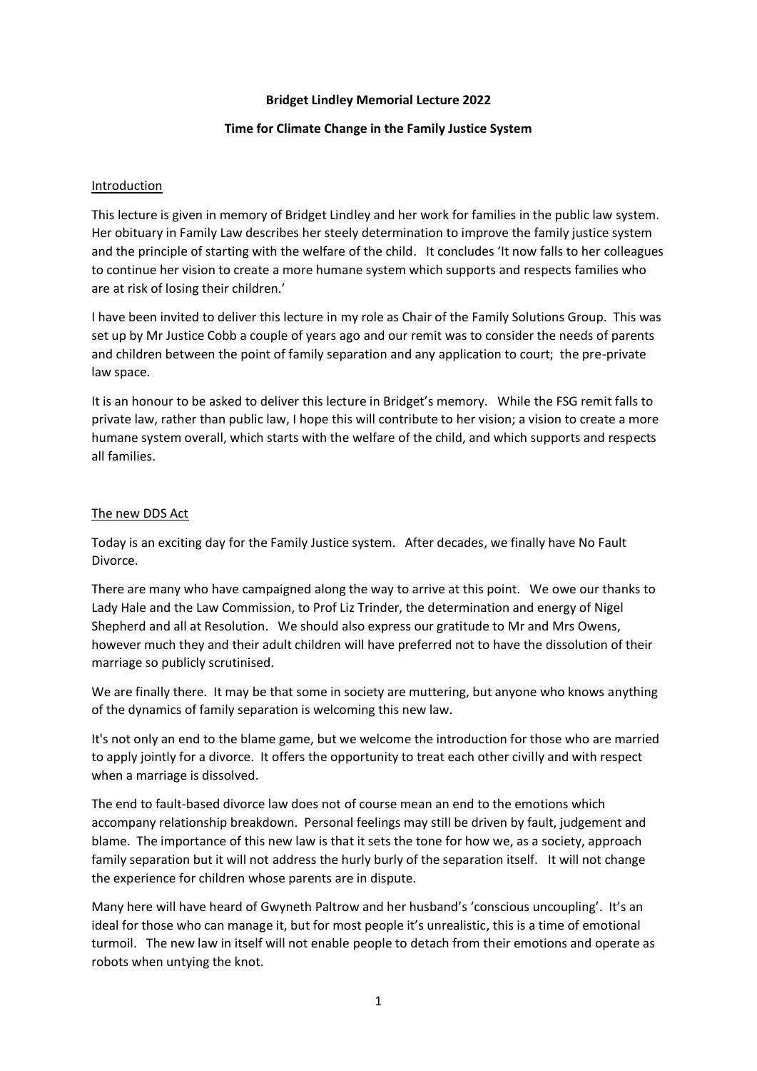**Bridget Lindley Memorial Lecture 2022**

**Time for Climate Change in the Family Justice System**

Introduction

This lecture is given in memory of Bridget Lindley and her work for families in the public law system. Her obituary in Family Law describes her steely determination to improve the family justice system and the principle of starting with the welfare of the child. It concludes 'It now falls to her colleagues to continue her vision to create a more humane system which supports and respects families who are at risk of losing their children.'

I have been invited to deliver this lecture in my role as Chair of the Family Solutions Group. This was set up by Mr Justice Cobb a couple of years ago and our remit was to consider the needs of parents and children between the point of family separation and any application to court; the pre-private law space.

It is an honour to be asked to deliver this lecture in Bridget's memory. While the FSG remit falls to private law, rather than public law, I hope this will contribute to her vision; a vision to create a more humane system overall, which starts with the welfare of the child, and which supports and respects all families.

The new DDS Act

Today is an exciting day for the Family Justice system. After decades, we finally have No Fault Divorce.

There are many who have campaigned along the way to arrive at this point. We owe our thanks to Lady Hale and the Law Commission, to Prof Liz Trinder, the determination and energy of Nigel Shepherd and all at Resolution. We should also express our gratitude to Mr and Mrs Owens, however much they and their adult children will have preferred not to have the dissolution of their marriage so publicly scrutinised.

We are finally there. It may be that some in society are muttering, but anyone who knows anything of the dynamics of family separation is welcoming this new law.

It's not only an end to the blame game, but we welcome the introduction for those who are married to apply jointly for a divorce. It offers the opportunity to treat each other civilly and with respect when a marriage is dissolved.

The end to fault-based divorce law does not of course mean an end to the emotions which accompany relationship breakdown. Personal feelings may still be driven by fault, judgement and blame. The importance of this new law is that it sets the tone for how we, as a society, approach family separation but it will not address the hurly burly of the separation itself. It will not change the experience for children whose parents are in dispute.

Many here will have heard of Gwyneth Paltrow and her husband's 'conscious uncoupling'. It's an ideal for those who can manage it, but for most people it's unrealistic, this is a time of emotional turmoil. The new law in itself will not enable people to detach from their emotions and operate as robots when untying the knot.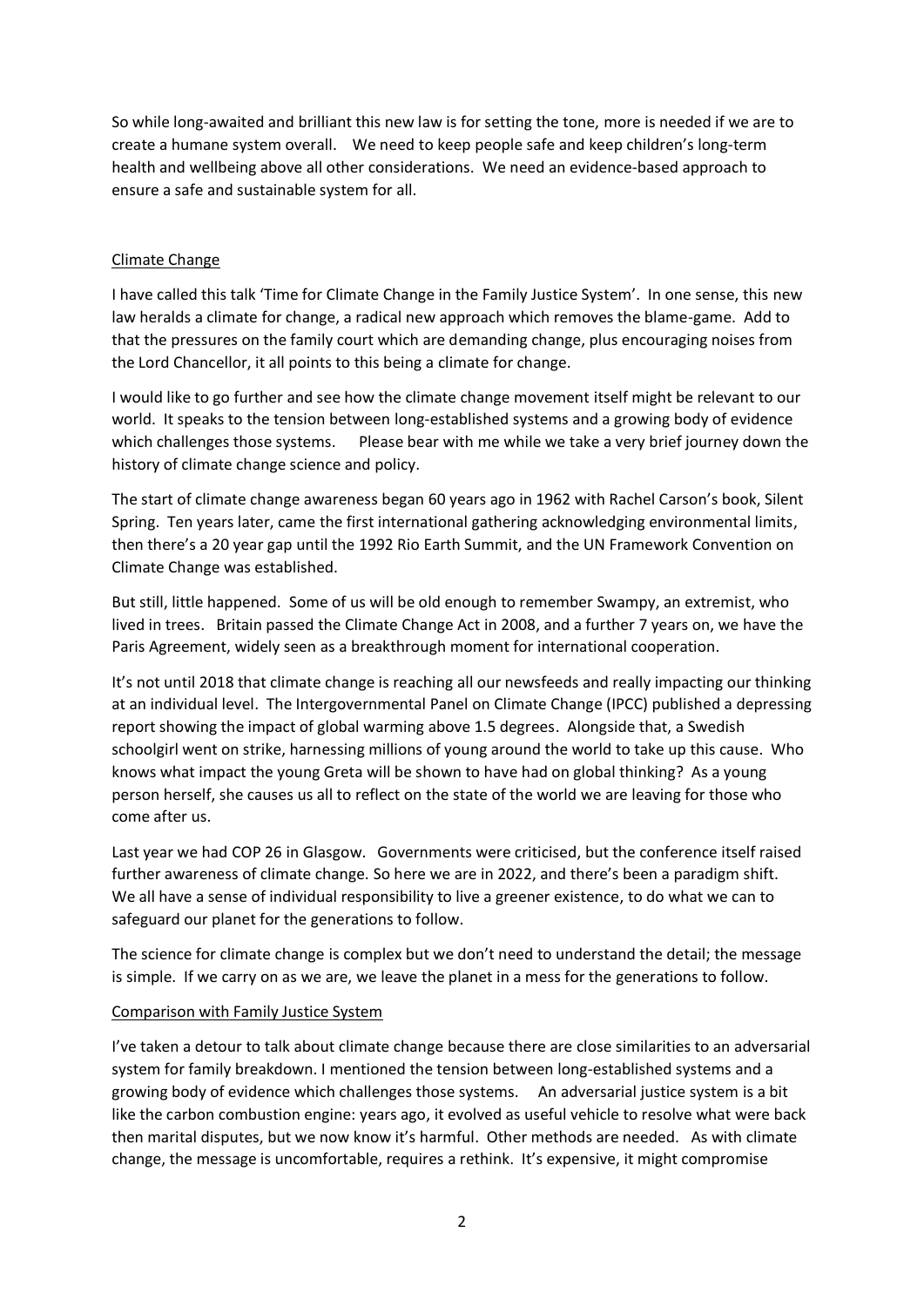So while long-awaited and brilliant this new law is for setting the tone, more is needed if we are to create a humane system overall. We need to keep people safe and keep children's long-term health and wellbeing above all other considerations. We need an evidence-based approach to ensure a safe and sustainable system for all.

## Climate Change

I have called this talk 'Time for Climate Change in the Family Justice System'. In one sense, this new law heralds a climate for change, a radical new approach which removes the blame-game. Add to that the pressures on the family court which are demanding change, plus encouraging noises from the Lord Chancellor, it all points to this being a climate for change.

I would like to go further and see how the climate change movement itself might be relevant to our world. It speaks to the tension between long-established systems and a growing body of evidence which challenges those systems. Please bear with me while we take a very brief journey down the history of climate change science and policy.

The start of climate change awareness began 60 years ago in 1962 with Rachel Carson's book, Silent Spring. Ten years later, came the first international gathering acknowledging environmental limits, then there's a 20 year gap until the 1992 Rio Earth Summit, and the UN Framework Convention on Climate Change was established.

But still, little happened. Some of us will be old enough to remember Swampy, an extremist, who lived in trees. Britain passed the Climate Change Act in 2008, and a further 7 years on, we have the Paris Agreement, widely seen as a breakthrough moment for international cooperation.

It's not until 2018 that climate change is reaching all our newsfeeds and really impacting our thinking at an individual level. The Intergovernmental Panel on Climate Change (IPCC) published a depressing report showing the impact of global warming above 1.5 degrees. Alongside that, a Swedish schoolgirl went on strike, harnessing millions of young around the world to take up this cause. Who knows what impact the young Greta will be shown to have had on global thinking? As a young person herself, she causes us all to reflect on the state of the world we are leaving for those who come after us.

Last year we had COP 26 in Glasgow. Governments were criticised, but the conference itself raised further awareness of climate change. So here we are in 2022, and there's been a paradigm shift. We all have a sense of individual responsibility to live a greener existence, to do what we can to safeguard our planet for the generations to follow.

The science for climate change is complex but we don't need to understand the detail; the message is simple. If we carry on as we are, we leave the planet in a mess for the generations to follow.

## Comparison with Family Justice System

I've taken a detour to talk about climate change because there are close similarities to an adversarial system for family breakdown. I mentioned the tension between long-established systems and a growing body of evidence which challenges those systems. An adversarial justice system is a bit like the carbon combustion engine: years ago, it evolved as useful vehicle to resolve what were back then marital disputes, but we now know it's harmful. Other methods are needed. As with climate change, the message is uncomfortable, requires a rethink. It's expensive, it might compromise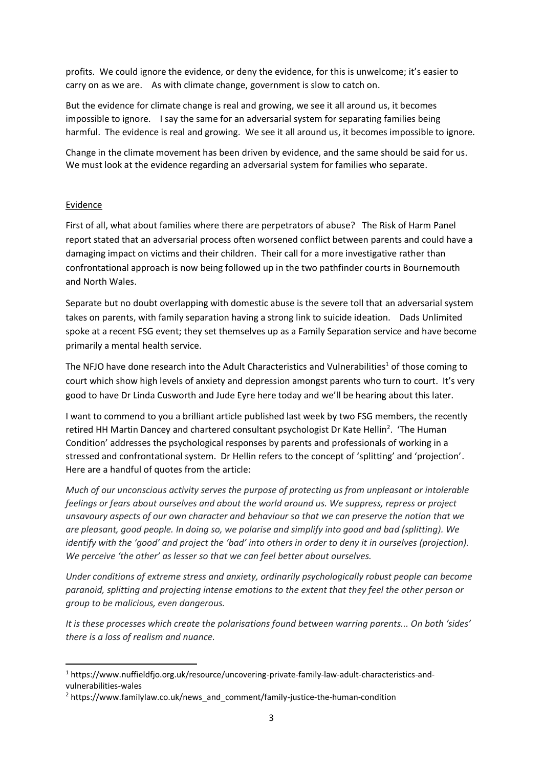profits. We could ignore the evidence, or deny the evidence, for this is unwelcome; it's easier to carry on as we are. As with climate change, government is slow to catch on.

But the evidence for climate change is real and growing, we see it all around us, it becomes impossible to ignore. I say the same for an adversarial system for separating families being harmful. The evidence is real and growing. We see it all around us, it becomes impossible to ignore.

Change in the climate movement has been driven by evidence, and the same should be said for us. We must look at the evidence regarding an adversarial system for families who separate.

## Evidence

First of all, what about families where there are perpetrators of abuse? The Risk of Harm Panel report stated that an adversarial process often worsened conflict between parents and could have a damaging impact on victims and their children. Their call for a more investigative rather than confrontational approach is now being followed up in the two pathfinder courts in Bournemouth and North Wales.

Separate but no doubt overlapping with domestic abuse is the severe toll that an adversarial system takes on parents, with family separation having a strong link to suicide ideation. Dads Unlimited spoke at a recent FSG event; they set themselves up as a Family Separation service and have become primarily a mental health service.

The NFJO have done research into the Adult Characteristics and Vulnerabilities[1] of those coming to court which show high levels of anxiety and depression amongst parents who turn to court. It's very good to have Dr Linda Cusworth and Jude Eyre here today and we'll be hearing about this later.

I want to commend to you a brilliant article published last week by two FSG members, the recently retired HH Martin Dancey and chartered consultant psychologist Dr Kate Hellin[2]. 'The Human Condition' addresses the psychological responses by parents and professionals of working in a stressed and confrontational system. Dr Hellin refers to the concept of 'splitting' and 'projection'. Here are a handful of quotes from the article:

*Much of our unconscious activity serves the purpose of protecting us from unpleasant or intolerable feelings or fears about ourselves and about the world around us. We suppress, repress or project unsavoury aspects of our own character and behaviour so that we can preserve the notion that we are pleasant, good people. In doing so, we polarise and simplify into good and bad (splitting). We identify with the 'good' and project the 'bad' into others in order to deny it in ourselves (projection). We perceive 'the other' as lesser so that we can feel better about ourselves.*

*Under conditions of extreme stress and anxiety, ordinarily psychologically robust people can become paranoid, splitting and projecting intense emotions to the extent that they feel the other person or group to be malicious, even dangerous.*

*It is these processes which create the polarisations found between warring parents... On both 'sides' there is a loss of realism and nuance.*

---

[1] https://www.nuffieldfjo.org.uk/resource/uncovering-private-family-law-adult-characteristics-and-vulnerabilities-wales

[2] https://www.familylaw.co.uk/news_and_comment/family-justice-the-human-condition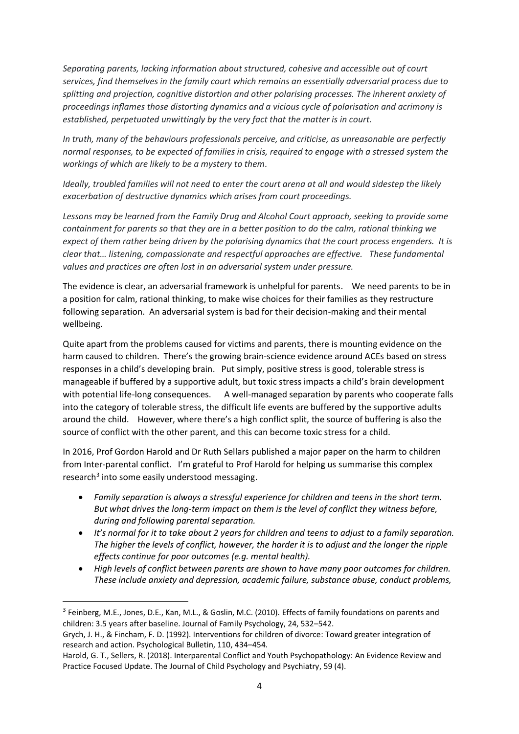*Separating parents, lacking information about structured, cohesive and accessible out of court services, find themselves in the family court which remains an essentially adversarial process due to splitting and projection, cognitive distortion and other polarising processes. The inherent anxiety of proceedings inflames those distorting dynamics and a vicious cycle of polarisation and acrimony is established, perpetuated unwittingly by the very fact that the matter is in court.*

*In truth, many of the behaviours professionals perceive, and criticise, as unreasonable are perfectly normal responses, to be expected of families in crisis, required to engage with a stressed system the workings of which are likely to be a mystery to them.*

*Ideally, troubled families will not need to enter the court arena at all and would sidestep the likely exacerbation of destructive dynamics which arises from court proceedings.*

*Lessons may be learned from the Family Drug and Alcohol Court approach, seeking to provide some containment for parents so that they are in a better position to do the calm, rational thinking we expect of them rather being driven by the polarising dynamics that the court process engenders. It is clear that… listening, compassionate and respectful approaches are effective. These fundamental values and practices are often lost in an adversarial system under pressure.*

The evidence is clear, an adversarial framework is unhelpful for parents. We need parents to be in a position for calm, rational thinking, to make wise choices for their families as they restructure following separation. An adversarial system is bad for their decision-making and their mental wellbeing.

Quite apart from the problems caused for victims and parents, there is mounting evidence on the harm caused to children. There's the growing brain-science evidence around ACEs based on stress responses in a child's developing brain. Put simply, positive stress is good, tolerable stress is manageable if buffered by a supportive adult, but toxic stress impacts a child's brain development with potential life-long consequences. A well-managed separation by parents who cooperate falls into the category of tolerable stress, the difficult life events are buffered by the supportive adults around the child. However, where there's a high conflict split, the source of buffering is also the source of conflict with the other parent, and this can become toxic stress for a child.

In 2016, Prof Gordon Harold and Dr Ruth Sellars published a major paper on the harm to children from Inter-parental conflict. I'm grateful to Prof Harold for helping us summarise this complex research[3] into some easily understood messaging.

- *Family separation is always a stressful experience for children and teens in the short term. But what drives the long-term impact on them is the level of conflict they witness before, during and following parental separation.*
- *It's normal for it to take about 2 years for children and teens to adjust to a family separation. The higher the levels of conflict, however, the harder it is to adjust and the longer the ripple effects continue for poor outcomes (e.g. mental health).*
- *High levels of conflict between parents are shown to have many poor outcomes for children. These include anxiety and depression, academic failure, substance abuse, conduct problems,*

---

[3] Feinberg, M.E., Jones, D.E., Kan, M.L., & Goslin, M.C. (2010). Effects of family foundations on parents and children: 3.5 years after baseline. Journal of Family Psychology, 24, 532–542.
Grych, J. H., & Fincham, F. D. (1992). Interventions for children of divorce: Toward greater integration of research and action. Psychological Bulletin, 110, 434–454.
Harold, G. T., Sellers, R. (2018). Interparental Conflict and Youth Psychopathology: An Evidence Review and Practice Focused Update. The Journal of Child Psychology and Psychiatry, 59 (4).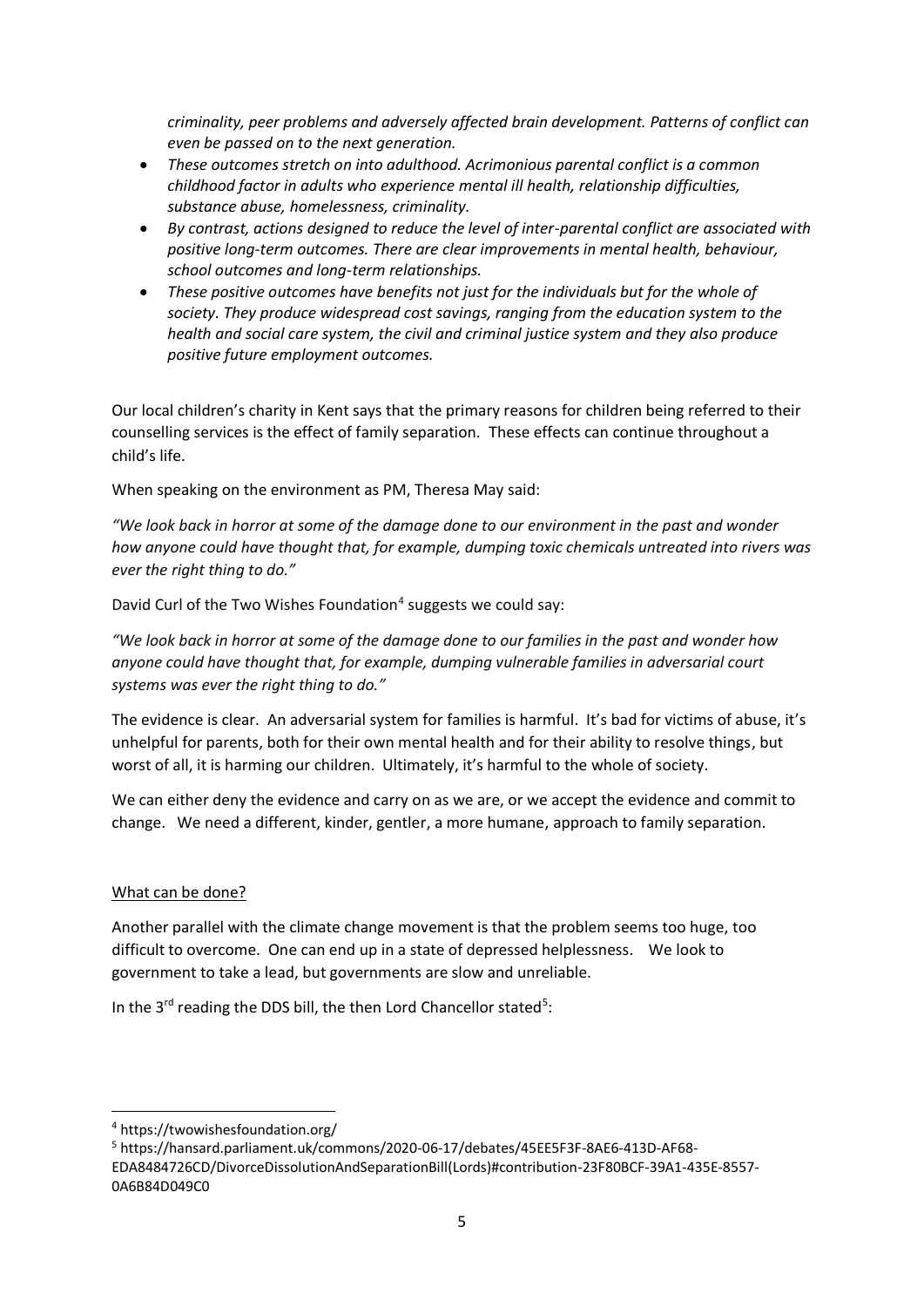*criminality, peer problems and adversely affected brain development. Patterns of conflict can even be passed on to the next generation.*

- *These outcomes stretch on into adulthood. Acrimonious parental conflict is a common childhood factor in adults who experience mental ill health, relationship difficulties, substance abuse, homelessness, criminality.*
- *By contrast, actions designed to reduce the level of inter-parental conflict are associated with positive long-term outcomes. There are clear improvements in mental health, behaviour, school outcomes and long-term relationships.*
- *These positive outcomes have benefits not just for the individuals but for the whole of society. They produce widespread cost savings, ranging from the education system to the health and social care system, the civil and criminal justice system and they also produce positive future employment outcomes.*

Our local children's charity in Kent says that the primary reasons for children being referred to their counselling services is the effect of family separation. These effects can continue throughout a child's life.

When speaking on the environment as PM, Theresa May said:

*"We look back in horror at some of the damage done to our environment in the past and wonder how anyone could have thought that, for example, dumping toxic chemicals untreated into rivers was ever the right thing to do."*

David Curl of the Two Wishes Foundation[4] suggests we could say:

*"We look back in horror at some of the damage done to our families in the past and wonder how anyone could have thought that, for example, dumping vulnerable families in adversarial court systems was ever the right thing to do."*

The evidence is clear. An adversarial system for families is harmful. It's bad for victims of abuse, it's unhelpful for parents, both for their own mental health and for their ability to resolve things, but worst of all, it is harming our children. Ultimately, it's harmful to the whole of society.

We can either deny the evidence and carry on as we are, or we accept the evidence and commit to change. We need a different, kinder, gentler, a more humane, approach to family separation.

<u>What can be done?</u>

Another parallel with the climate change movement is that the problem seems too huge, too difficult to overcome. One can end up in a state of depressed helplessness. We look to government to take a lead, but governments are slow and unreliable.

In the 3rd reading the DDS bill, the then Lord Chancellor stated[5]:

---

[4] https://twowishesfoundation.org/

[5] https://hansard.parliament.uk/commons/2020-06-17/debates/45EE5F3F-8AE6-413D-AF68-EDA8484726CD/DivorceDissolutionAndSeparationBill(Lords)#contribution-23F80BCF-39A1-435E-8557-0A6B84D049C0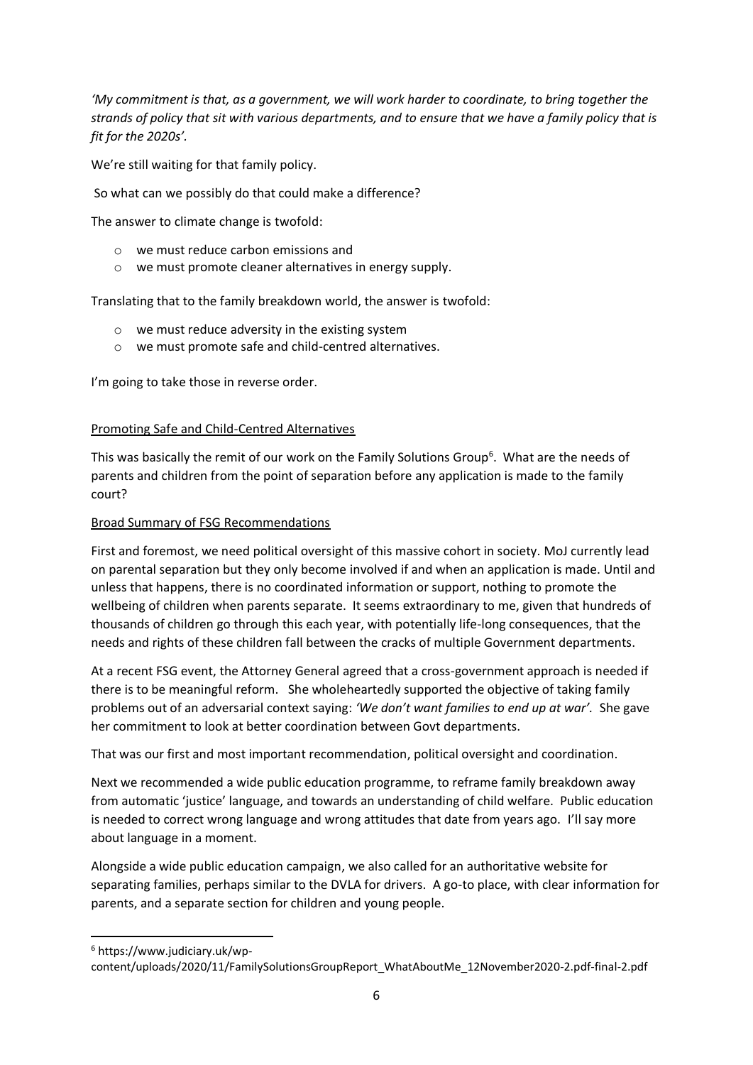*'My commitment is that, as a government, we will work harder to coordinate, to bring together the strands of policy that sit with various departments, and to ensure that we have a family policy that is fit for the 2020s'.*

We're still waiting for that family policy.

So what can we possibly do that could make a difference?

The answer to climate change is twofold:

- we must reduce carbon emissions and
- we must promote cleaner alternatives in energy supply.

Translating that to the family breakdown world, the answer is twofold:

- we must reduce adversity in the existing system
- we must promote safe and child-centred alternatives.

I'm going to take those in reverse order.

## Promoting Safe and Child-Centred Alternatives

This was basically the remit of our work on the Family Solutions Group[6]. What are the needs of parents and children from the point of separation before any application is made to the family court?

### Broad Summary of FSG Recommendations

First and foremost, we need political oversight of this massive cohort in society. MoJ currently lead on parental separation but they only become involved if and when an application is made. Until and unless that happens, there is no coordinated information or support, nothing to promote the wellbeing of children when parents separate. It seems extraordinary to me, given that hundreds of thousands of children go through this each year, with potentially life-long consequences, that the needs and rights of these children fall between the cracks of multiple Government departments.

At a recent FSG event, the Attorney General agreed that a cross-government approach is needed if there is to be meaningful reform. She wholeheartedly supported the objective of taking family problems out of an adversarial context saying: *'We don't want families to end up at war'.* She gave her commitment to look at better coordination between Govt departments.

That was our first and most important recommendation, political oversight and coordination.

Next we recommended a wide public education programme, to reframe family breakdown away from automatic 'justice' language, and towards an understanding of child welfare. Public education is needed to correct wrong language and wrong attitudes that date from years ago. I'll say more about language in a moment.

Alongside a wide public education campaign, we also called for an authoritative website for separating families, perhaps similar to the DVLA for drivers. A go-to place, with clear information for parents, and a separate section for children and young people.

---

[6] https://www.judiciary.uk/wp-content/uploads/2020/11/FamilySolutionsGroupReport_WhatAboutMe_12November2020-2.pdf-final-2.pdf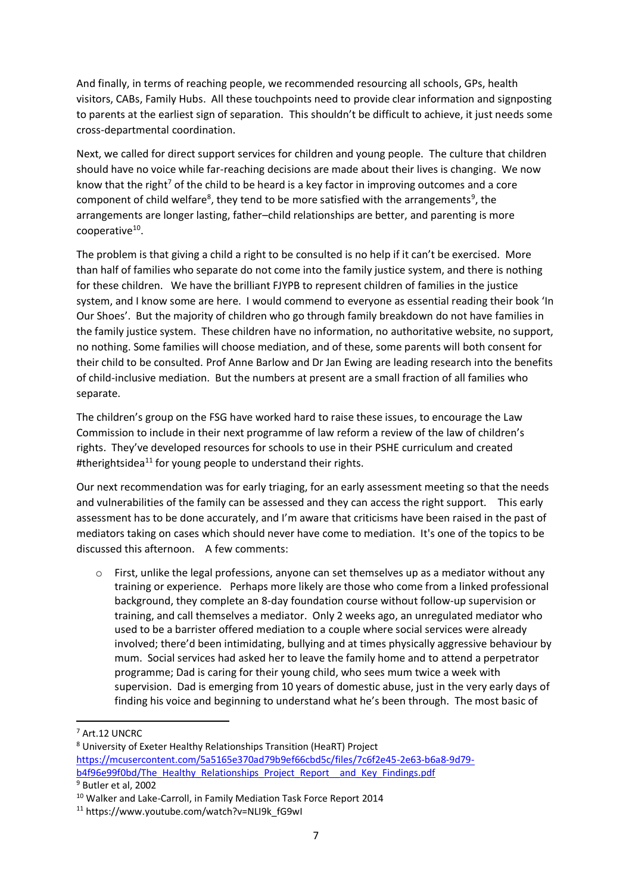And finally, in terms of reaching people, we recommended resourcing all schools, GPs, health visitors, CABs, Family Hubs. All these touchpoints need to provide clear information and signposting to parents at the earliest sign of separation. This shouldn't be difficult to achieve, it just needs some cross-departmental coordination.

Next, we called for direct support services for children and young people. The culture that children should have no voice while far-reaching decisions are made about their lives is changing. We now know that the right[7] of the child to be heard is a key factor in improving outcomes and a core component of child welfare[8], they tend to be more satisfied with the arrangements[9], the arrangements are longer lasting, father–child relationships are better, and parenting is more cooperative[10].

The problem is that giving a child a right to be consulted is no help if it can't be exercised. More than half of families who separate do not come into the family justice system, and there is nothing for these children. We have the brilliant FJYPB to represent children of families in the justice system, and I know some are here. I would commend to everyone as essential reading their book 'In Our Shoes'. But the majority of children who go through family breakdown do not have families in the family justice system. These children have no information, no authoritative website, no support, no nothing. Some families will choose mediation, and of these, some parents will both consent for their child to be consulted. Prof Anne Barlow and Dr Jan Ewing are leading research into the benefits of child-inclusive mediation. But the numbers at present are a small fraction of all families who separate.

The children's group on the FSG have worked hard to raise these issues, to encourage the Law Commission to include in their next programme of law reform a review of the law of children's rights. They've developed resources for schools to use in their PSHE curriculum and created #therightsidea[11] for young people to understand their rights.

Our next recommendation was for early triaging, for an early assessment meeting so that the needs and vulnerabilities of the family can be assessed and they can access the right support. This early assessment has to be done accurately, and I'm aware that criticisms have been raised in the past of mediators taking on cases which should never have come to mediation. It's one of the topics to be discussed this afternoon. A few comments:

- First, unlike the legal professions, anyone can set themselves up as a mediator without any training or experience. Perhaps more likely are those who come from a linked professional background, they complete an 8-day foundation course without follow-up supervision or training, and call themselves a mediator. Only 2 weeks ago, an unregulated mediator who used to be a barrister offered mediation to a couple where social services were already involved; there'd been intimidating, bullying and at times physically aggressive behaviour by mum. Social services had asked her to leave the family home and to attend a perpetrator programme; Dad is caring for their young child, who sees mum twice a week with supervision. Dad is emerging from 10 years of domestic abuse, just in the very early days of finding his voice and beginning to understand what he's been through. The most basic of

---

[7] Art.12 UNCRC

[8] University of Exeter Healthy Relationships Transition (HeaRT) Project https://mcusercontent.com/5a5165e370ad79b9ef66cbd5c/files/7c6f2e45-2e63-b6a8-9d79-b4f96e99f0bd/The_Healthy_Relationships_Project_Report__and_Key_Findings.pdf

[9] Butler et al, 2002

[10] Walker and Lake-Carroll, in Family Mediation Task Force Report 2014

[11] https://www.youtube.com/watch?v=NLI9k_fG9wI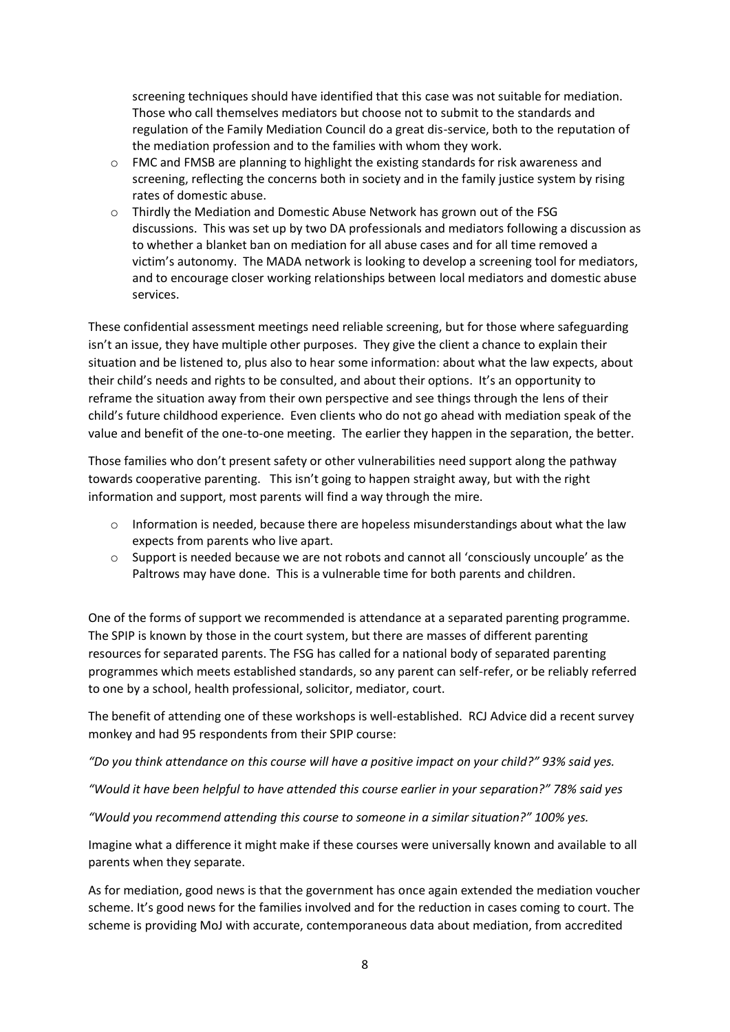screening techniques should have identified that this case was not suitable for mediation. Those who call themselves mediators but choose not to submit to the standards and regulation of the Family Mediation Council do a great dis-service, both to the reputation of the mediation profession and to the families with whom they work.

- FMC and FMSB are planning to highlight the existing standards for risk awareness and screening, reflecting the concerns both in society and in the family justice system by rising rates of domestic abuse.
- Thirdly the Mediation and Domestic Abuse Network has grown out of the FSG discussions. This was set up by two DA professionals and mediators following a discussion as to whether a blanket ban on mediation for all abuse cases and for all time removed a victim's autonomy. The MADA network is looking to develop a screening tool for mediators, and to encourage closer working relationships between local mediators and domestic abuse services.

These confidential assessment meetings need reliable screening, but for those where safeguarding isn't an issue, they have multiple other purposes. They give the client a chance to explain their situation and be listened to, plus also to hear some information: about what the law expects, about their child's needs and rights to be consulted, and about their options. It's an opportunity to reframe the situation away from their own perspective and see things through the lens of their child's future childhood experience. Even clients who do not go ahead with mediation speak of the value and benefit of the one-to-one meeting. The earlier they happen in the separation, the better.

Those families who don't present safety or other vulnerabilities need support along the pathway towards cooperative parenting. This isn't going to happen straight away, but with the right information and support, most parents will find a way through the mire.

- Information is needed, because there are hopeless misunderstandings about what the law expects from parents who live apart.
- Support is needed because we are not robots and cannot all 'consciously uncouple' as the Paltrows may have done. This is a vulnerable time for both parents and children.

One of the forms of support we recommended is attendance at a separated parenting programme. The SPIP is known by those in the court system, but there are masses of different parenting resources for separated parents. The FSG has called for a national body of separated parenting programmes which meets established standards, so any parent can self-refer, or be reliably referred to one by a school, health professional, solicitor, mediator, court.

The benefit of attending one of these workshops is well-established. RCJ Advice did a recent survey monkey and had 95 respondents from their SPIP course:

*"Do you think attendance on this course will have a positive impact on your child?" 93% said yes.*

*"Would it have been helpful to have attended this course earlier in your separation?" 78% said yes*

*"Would you recommend attending this course to someone in a similar situation?" 100% yes.*

Imagine what a difference it might make if these courses were universally known and available to all parents when they separate.

As for mediation, good news is that the government has once again extended the mediation voucher scheme. It's good news for the families involved and for the reduction in cases coming to court. The scheme is providing MoJ with accurate, contemporaneous data about mediation, from accredited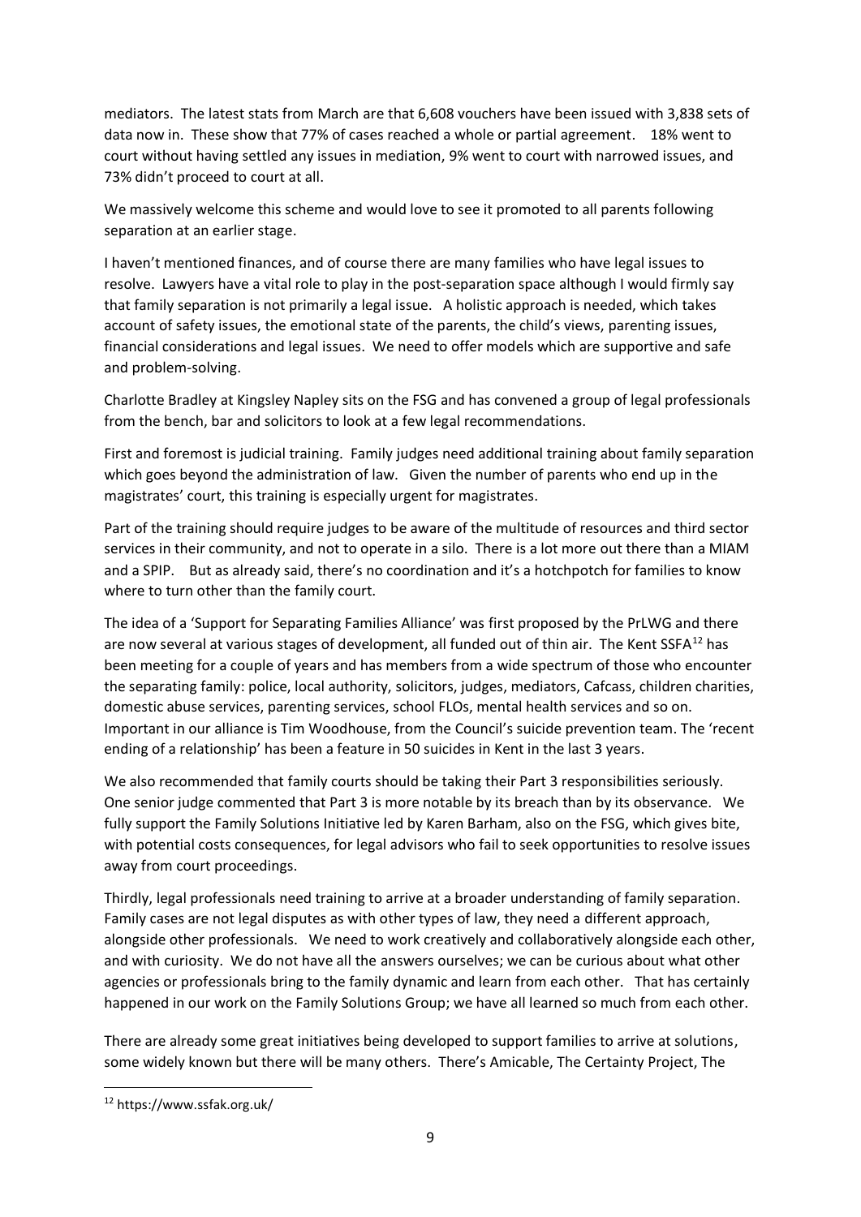mediators. The latest stats from March are that 6,608 vouchers have been issued with 3,838 sets of data now in. These show that 77% of cases reached a whole or partial agreement. 18% went to court without having settled any issues in mediation, 9% went to court with narrowed issues, and 73% didn't proceed to court at all.

We massively welcome this scheme and would love to see it promoted to all parents following separation at an earlier stage.

I haven't mentioned finances, and of course there are many families who have legal issues to resolve. Lawyers have a vital role to play in the post-separation space although I would firmly say that family separation is not primarily a legal issue. A holistic approach is needed, which takes account of safety issues, the emotional state of the parents, the child's views, parenting issues, financial considerations and legal issues. We need to offer models which are supportive and safe and problem-solving.

Charlotte Bradley at Kingsley Napley sits on the FSG and has convened a group of legal professionals from the bench, bar and solicitors to look at a few legal recommendations.

First and foremost is judicial training. Family judges need additional training about family separation which goes beyond the administration of law. Given the number of parents who end up in the magistrates' court, this training is especially urgent for magistrates.

Part of the training should require judges to be aware of the multitude of resources and third sector services in their community, and not to operate in a silo. There is a lot more out there than a MIAM and a SPIP. But as already said, there's no coordination and it's a hotchpotch for families to know where to turn other than the family court.

The idea of a 'Support for Separating Families Alliance' was first proposed by the PrLWG and there are now several at various stages of development, all funded out of thin air. The Kent SSFA[12] has been meeting for a couple of years and has members from a wide spectrum of those who encounter the separating family: police, local authority, solicitors, judges, mediators, Cafcass, children charities, domestic abuse services, parenting services, school FLOs, mental health services and so on. Important in our alliance is Tim Woodhouse, from the Council's suicide prevention team. The 'recent ending of a relationship' has been a feature in 50 suicides in Kent in the last 3 years.

We also recommended that family courts should be taking their Part 3 responsibilities seriously. One senior judge commented that Part 3 is more notable by its breach than by its observance. We fully support the Family Solutions Initiative led by Karen Barham, also on the FSG, which gives bite, with potential costs consequences, for legal advisors who fail to seek opportunities to resolve issues away from court proceedings.

Thirdly, legal professionals need training to arrive at a broader understanding of family separation. Family cases are not legal disputes as with other types of law, they need a different approach, alongside other professionals. We need to work creatively and collaboratively alongside each other, and with curiosity. We do not have all the answers ourselves; we can be curious about what other agencies or professionals bring to the family dynamic and learn from each other. That has certainly happened in our work on the Family Solutions Group; we have all learned so much from each other.

There are already some great initiatives being developed to support families to arrive at solutions, some widely known but there will be many others. There's Amicable, The Certainty Project, The

[12] https://www.ssfak.org.uk/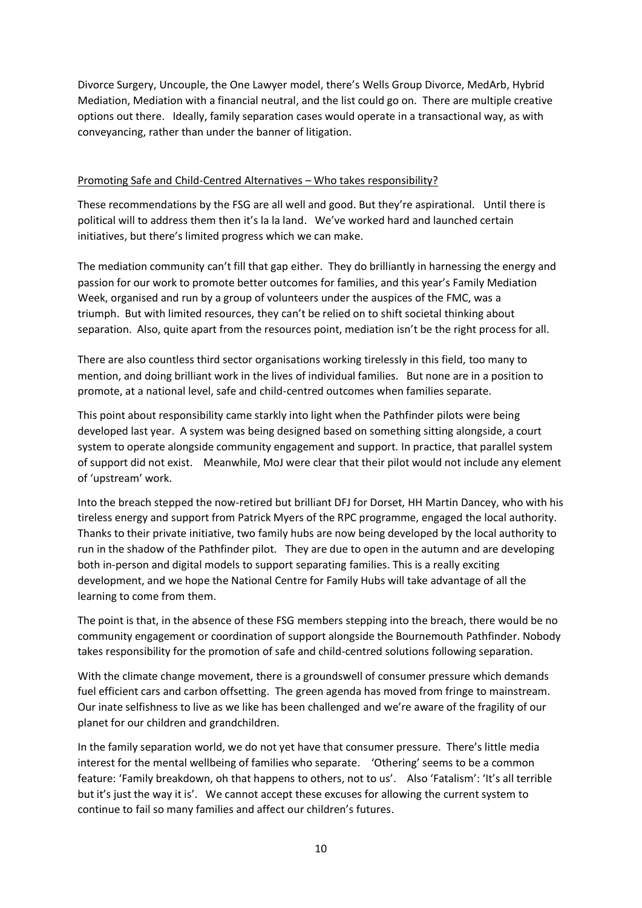Divorce Surgery, Uncouple, the One Lawyer model, there's Wells Group Divorce, MedArb, Hybrid Mediation, Mediation with a financial neutral, and the list could go on. There are multiple creative options out there. Ideally, family separation cases would operate in a transactional way, as with conveyancing, rather than under the banner of litigation.

## Promoting Safe and Child-Centred Alternatives – Who takes responsibility?

These recommendations by the FSG are all well and good. But they're aspirational. Until there is political will to address them then it's la la land. We've worked hard and launched certain initiatives, but there's limited progress which we can make.

The mediation community can't fill that gap either. They do brilliantly in harnessing the energy and passion for our work to promote better outcomes for families, and this year's Family Mediation Week, organised and run by a group of volunteers under the auspices of the FMC, was a triumph. But with limited resources, they can't be relied on to shift societal thinking about separation. Also, quite apart from the resources point, mediation isn't be the right process for all.

There are also countless third sector organisations working tirelessly in this field, too many to mention, and doing brilliant work in the lives of individual families. But none are in a position to promote, at a national level, safe and child-centred outcomes when families separate.

This point about responsibility came starkly into light when the Pathfinder pilots were being developed last year. A system was being designed based on something sitting alongside, a court system to operate alongside community engagement and support. In practice, that parallel system of support did not exist. Meanwhile, MoJ were clear that their pilot would not include any element of 'upstream' work.

Into the breach stepped the now-retired but brilliant DFJ for Dorset, HH Martin Dancey, who with his tireless energy and support from Patrick Myers of the RPC programme, engaged the local authority. Thanks to their private initiative, two family hubs are now being developed by the local authority to run in the shadow of the Pathfinder pilot. They are due to open in the autumn and are developing both in-person and digital models to support separating families. This is a really exciting development, and we hope the National Centre for Family Hubs will take advantage of all the learning to come from them.

The point is that, in the absence of these FSG members stepping into the breach, there would be no community engagement or coordination of support alongside the Bournemouth Pathfinder. Nobody takes responsibility for the promotion of safe and child-centred solutions following separation.

With the climate change movement, there is a groundswell of consumer pressure which demands fuel efficient cars and carbon offsetting. The green agenda has moved from fringe to mainstream. Our inate selfishness to live as we like has been challenged and we're aware of the fragility of our planet for our children and grandchildren.

In the family separation world, we do not yet have that consumer pressure. There's little media interest for the mental wellbeing of families who separate. 'Othering' seems to be a common feature: 'Family breakdown, oh that happens to others, not to us'. Also 'Fatalism': 'It's all terrible but it's just the way it is'. We cannot accept these excuses for allowing the current system to continue to fail so many families and affect our children's futures.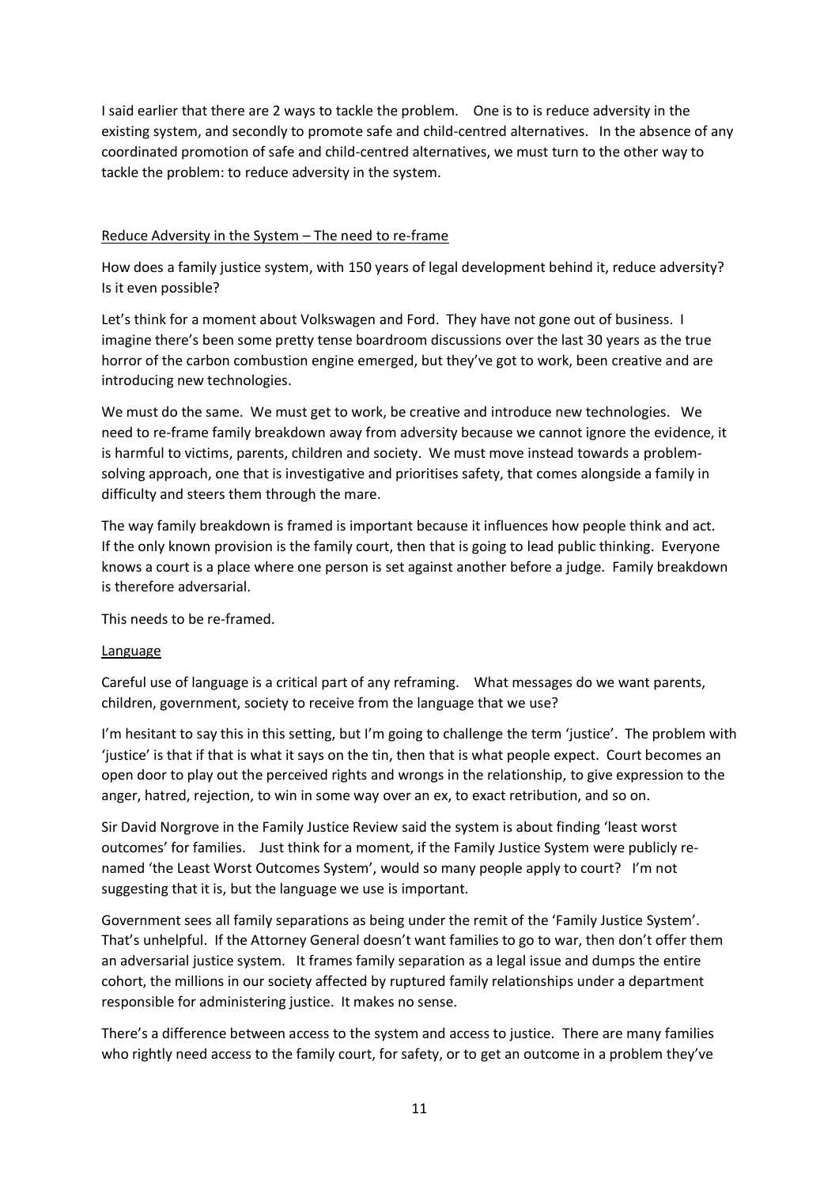I said earlier that there are 2 ways to tackle the problem. One is to is reduce adversity in the existing system, and secondly to promote safe and child-centred alternatives. In the absence of any coordinated promotion of safe and child-centred alternatives, we must turn to the other way to tackle the problem: to reduce adversity in the system.

<u>Reduce Adversity in the System – The need to re-frame</u>

How does a family justice system, with 150 years of legal development behind it, reduce adversity? Is it even possible?

Let's think for a moment about Volkswagen and Ford. They have not gone out of business. I imagine there's been some pretty tense boardroom discussions over the last 30 years as the true horror of the carbon combustion engine emerged, but they've got to work, been creative and are introducing new technologies.

We must do the same. We must get to work, be creative and introduce new technologies. We need to re-frame family breakdown away from adversity because we cannot ignore the evidence, it is harmful to victims, parents, children and society. We must move instead towards a problem-solving approach, one that is investigative and prioritises safety, that comes alongside a family in difficulty and steers them through the mare.

The way family breakdown is framed is important because it influences how people think and act. If the only known provision is the family court, then that is going to lead public thinking. Everyone knows a court is a place where one person is set against another before a judge. Family breakdown is therefore adversarial.

This needs to be re-framed.

<u>Language</u>

Careful use of language is a critical part of any reframing. What messages do we want parents, children, government, society to receive from the language that we use?

I'm hesitant to say this in this setting, but I'm going to challenge the term 'justice'. The problem with 'justice' is that if that is what it says on the tin, then that is what people expect. Court becomes an open door to play out the perceived rights and wrongs in the relationship, to give expression to the anger, hatred, rejection, to win in some way over an ex, to exact retribution, and so on.

Sir David Norgrove in the Family Justice Review said the system is about finding 'least worst outcomes' for families. Just think for a moment, if the Family Justice System were publicly re-named 'the Least Worst Outcomes System', would so many people apply to court? I'm not suggesting that it is, but the language we use is important.

Government sees all family separations as being under the remit of the 'Family Justice System'. That's unhelpful. If the Attorney General doesn't want families to go to war, then don't offer them an adversarial justice system. It frames family separation as a legal issue and dumps the entire cohort, the millions in our society affected by ruptured family relationships under a department responsible for administering justice. It makes no sense.

There's a difference between access to the system and access to justice. There are many families who rightly need access to the family court, for safety, or to get an outcome in a problem they've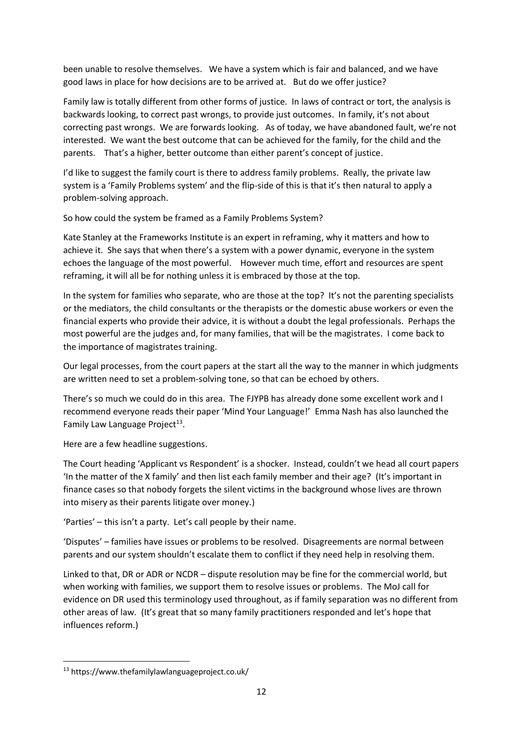been unable to resolve themselves. We have a system which is fair and balanced, and we have good laws in place for how decisions are to be arrived at. But do we offer justice?

Family law is totally different from other forms of justice. In laws of contract or tort, the analysis is backwards looking, to correct past wrongs, to provide just outcomes. In family, it's not about correcting past wrongs. We are forwards looking. As of today, we have abandoned fault, we're not interested. We want the best outcome that can be achieved for the family, for the child and the parents. That's a higher, better outcome than either parent's concept of justice.

I'd like to suggest the family court is there to address family problems. Really, the private law system is a 'Family Problems system' and the flip-side of this is that it's then natural to apply a problem-solving approach.

So how could the system be framed as a Family Problems System?

Kate Stanley at the Frameworks Institute is an expert in reframing, why it matters and how to achieve it. She says that when there's a system with a power dynamic, everyone in the system echoes the language of the most powerful. However much time, effort and resources are spent reframing, it will all be for nothing unless it is embraced by those at the top.

In the system for families who separate, who are those at the top? It's not the parenting specialists or the mediators, the child consultants or the therapists or the domestic abuse workers or even the financial experts who provide their advice, it is without a doubt the legal professionals. Perhaps the most powerful are the judges and, for many families, that will be the magistrates. I come back to the importance of magistrates training.

Our legal processes, from the court papers at the start all the way to the manner in which judgments are written need to set a problem-solving tone, so that can be echoed by others.

There's so much we could do in this area. The FJYPB has already done some excellent work and I recommend everyone reads their paper 'Mind Your Language!' Emma Nash has also launched the Family Law Language Project[13].

Here are a few headline suggestions.

The Court heading 'Applicant vs Respondent' is a shocker. Instead, couldn't we head all court papers 'In the matter of the X family' and then list each family member and their age? (It's important in finance cases so that nobody forgets the silent victims in the background whose lives are thrown into misery as their parents litigate over money.)

'Parties' – this isn't a party. Let's call people by their name.

'Disputes' – families have issues or problems to be resolved. Disagreements are normal between parents and our system shouldn't escalate them to conflict if they need help in resolving them.

Linked to that, DR or ADR or NCDR – dispute resolution may be fine for the commercial world, but when working with families, we support them to resolve issues or problems. The MoJ call for evidence on DR used this terminology used throughout, as if family separation was no different from other areas of law. (It's great that so many family practitioners responded and let's hope that influences reform.)

---

[13] https://www.thefamilylawlanguageproject.co.uk/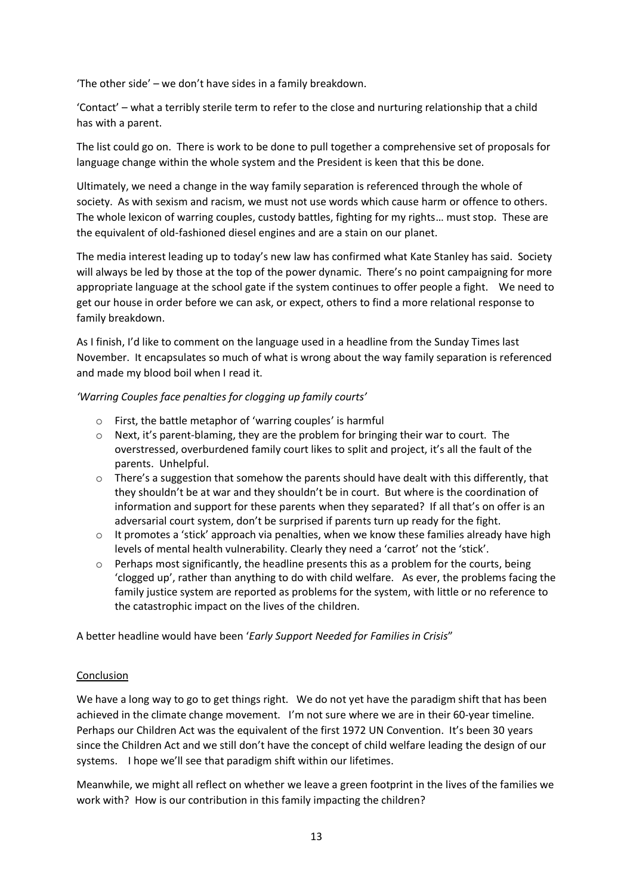'The other side' – we don't have sides in a family breakdown.

'Contact' – what a terribly sterile term to refer to the close and nurturing relationship that a child has with a parent.

The list could go on. There is work to be done to pull together a comprehensive set of proposals for language change within the whole system and the President is keen that this be done.

Ultimately, we need a change in the way family separation is referenced through the whole of society. As with sexism and racism, we must not use words which cause harm or offence to others. The whole lexicon of warring couples, custody battles, fighting for my rights… must stop. These are the equivalent of old-fashioned diesel engines and are a stain on our planet.

The media interest leading up to today's new law has confirmed what Kate Stanley has said. Society will always be led by those at the top of the power dynamic. There's no point campaigning for more appropriate language at the school gate if the system continues to offer people a fight. We need to get our house in order before we can ask, or expect, others to find a more relational response to family breakdown.

As I finish, I'd like to comment on the language used in a headline from the Sunday Times last November. It encapsulates so much of what is wrong about the way family separation is referenced and made my blood boil when I read it.

*'Warring Couples face penalties for clogging up family courts'*

- First, the battle metaphor of 'warring couples' is harmful
- Next, it's parent-blaming, they are the problem for bringing their war to court. The overstressed, overburdened family court likes to split and project, it's all the fault of the parents. Unhelpful.
- There's a suggestion that somehow the parents should have dealt with this differently, that they shouldn't be at war and they shouldn't be in court. But where is the coordination of information and support for these parents when they separated? If all that's on offer is an adversarial court system, don't be surprised if parents turn up ready for the fight.
- It promotes a 'stick' approach via penalties, when we know these families already have high levels of mental health vulnerability. Clearly they need a 'carrot' not the 'stick'.
- Perhaps most significantly, the headline presents this as a problem for the courts, being 'clogged up', rather than anything to do with child welfare. As ever, the problems facing the family justice system are reported as problems for the system, with little or no reference to the catastrophic impact on the lives of the children.

A better headline would have been '*Early Support Needed for Families in Crisis*"

## Conclusion

We have a long way to go to get things right. We do not yet have the paradigm shift that has been achieved in the climate change movement. I'm not sure where we are in their 60-year timeline. Perhaps our Children Act was the equivalent of the first 1972 UN Convention. It's been 30 years since the Children Act and we still don't have the concept of child welfare leading the design of our systems. I hope we'll see that paradigm shift within our lifetimes.

Meanwhile, we might all reflect on whether we leave a green footprint in the lives of the families we work with? How is our contribution in this family impacting the children?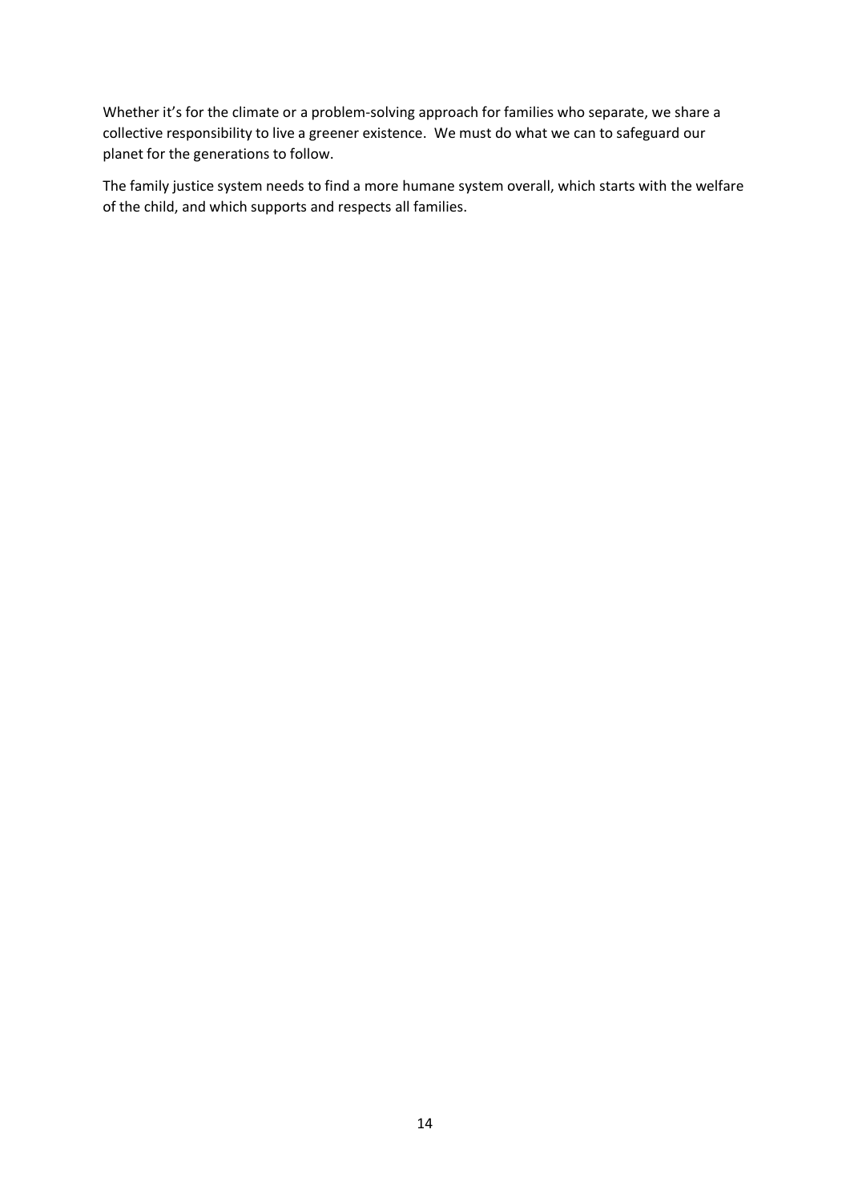Whether it's for the climate or a problem-solving approach for families who separate, we share a collective responsibility to live a greener existence.  We must do what we can to safeguard our planet for the generations to follow.

The family justice system needs to find a more humane system overall, which starts with the welfare of the child, and which supports and respects all families.